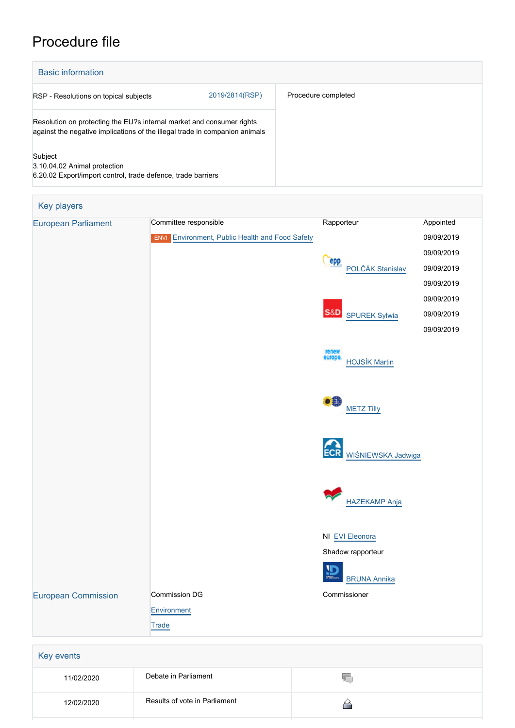# Procedure file

## Basic information

| | | |
|---|---|---|
| RSP - Resolutions on topical subjects | 2019/2814(RSP) | Procedure completed |
| Resolution on protecting the EU?s internal market and consumer rights against the negative implications of the illegal trade in companion animals | | |
| Subject<br>3.10.04.02 Animal protection<br>6.20.02 Export/import control, trade defence, trade barriers | | |

## Key players

| | | | |
|---|---|---|---|
| European Parliament | Committee responsible | Rapporteur | Appointed |
| | ENVI Environment, Public Health and Food Safety | | 09/09/2019 |
| | | POLČÁK Stanislav | 09/09/2019 |
| | | SPUREK Sylwia | 09/09/2019 |
| | | HOJSÍK Martin | 09/09/2019 |
| | | METZ Tilly | 09/09/2019 |
| | | WIŚNIEWSKA Jadwiga | 09/09/2019 |
| | | HAZEKAMP Anja | 09/09/2019 |
| | | NI EVI Eleonora | |
| | | Shadow rapporteur | |
| | | BRUNA Annika | |
| European Commission | Commission DG | Commissioner | |
| | Environment | | |
| | Trade | | |

## Key events

| | | | |
|---|---|---|---|
| 11/02/2020 | Debate in Parliament | | |
| 12/02/2020 | Results of vote in Parliament | | |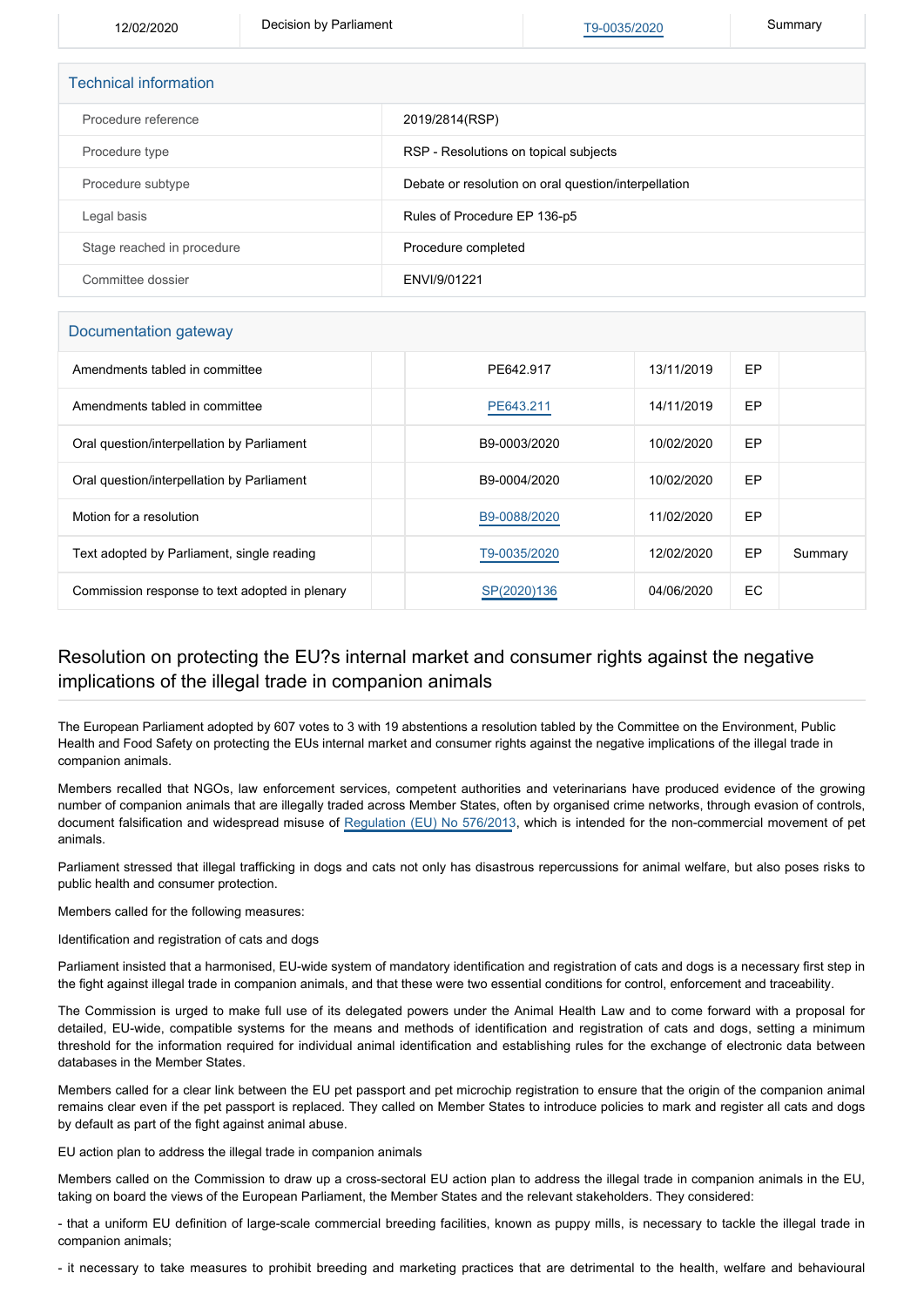| 12/02/2020 | Decision by Parliament | T9-0035/2020 | Summary |
|---|---|---|---|

## Technical information

| | |
|---|---|
| Procedure reference | 2019/2814(RSP) |
| Procedure type | RSP - Resolutions on topical subjects |
| Procedure subtype | Debate or resolution on oral question/interpellation |
| Legal basis | Rules of Procedure EP 136-p5 |
| Stage reached in procedure | Procedure completed |
| Committee dossier | ENVI/9/01221 |

## Documentation gateway

| | | | | | |
|---|---|---|---|---|---|
| Amendments tabled in committee | | PE642.917 | 13/11/2019 | EP | |
| Amendments tabled in committee | | PE643.211 | 14/11/2019 | EP | |
| Oral question/interpellation by Parliament | | B9-0003/2020 | 10/02/2020 | EP | |
| Oral question/interpellation by Parliament | | B9-0004/2020 | 10/02/2020 | EP | |
| Motion for a resolution | | B9-0088/2020 | 11/02/2020 | EP | |
| Text adopted by Parliament, single reading | | T9-0035/2020 | 12/02/2020 | EP | Summary |
| Commission response to text adopted in plenary | | SP(2020)136 | 04/06/2020 | EC | |

## Resolution on protecting the EU?s internal market and consumer rights against the negative implications of the illegal trade in companion animals

The European Parliament adopted by 607 votes to 3 with 19 abstentions a resolution tabled by the Committee on the Environment, Public Health and Food Safety on protecting the EUs internal market and consumer rights against the negative implications of the illegal trade in companion animals.

Members recalled that NGOs, law enforcement services, competent authorities and veterinarians have produced evidence of the growing number of companion animals that are illegally traded across Member States, often by organised crime networks, through evasion of controls, document falsification and widespread misuse of Regulation (EU) No 576/2013, which is intended for the non-commercial movement of pet animals.

Parliament stressed that illegal trafficking in dogs and cats not only has disastrous repercussions for animal welfare, but also poses risks to public health and consumer protection.

Members called for the following measures:

Identification and registration of cats and dogs

Parliament insisted that a harmonised, EU-wide system of mandatory identification and registration of cats and dogs is a necessary first step in the fight against illegal trade in companion animals, and that these were two essential conditions for control, enforcement and traceability.

The Commission is urged to make full use of its delegated powers under the Animal Health Law and to come forward with a proposal for detailed, EU-wide, compatible systems for the means and methods of identification and registration of cats and dogs, setting a minimum threshold for the information required for individual animal identification and establishing rules for the exchange of electronic data between databases in the Member States.

Members called for a clear link between the EU pet passport and pet microchip registration to ensure that the origin of the companion animal remains clear even if the pet passport is replaced. They called on Member States to introduce policies to mark and register all cats and dogs by default as part of the fight against animal abuse.

EU action plan to address the illegal trade in companion animals

Members called on the Commission to draw up a cross-sectoral EU action plan to address the illegal trade in companion animals in the EU, taking on board the views of the European Parliament, the Member States and the relevant stakeholders. They considered:

- that a uniform EU definition of large-scale commercial breeding facilities, known as puppy mills, is necessary to tackle the illegal trade in companion animals;

- it necessary to take measures to prohibit breeding and marketing practices that are detrimental to the health, welfare and behavioural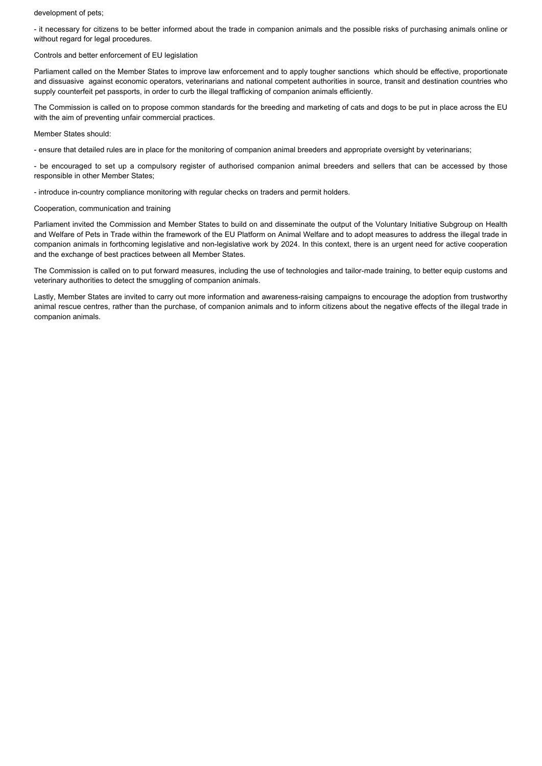development of pets;

- it necessary for citizens to be better informed about the trade in companion animals and the possible risks of purchasing animals online or without regard for legal procedures.

Controls and better enforcement of EU legislation

Parliament called on the Member States to improve law enforcement and to apply tougher sanctions which should be effective, proportionate and dissuasive against economic operators, veterinarians and national competent authorities in source, transit and destination countries who supply counterfeit pet passports, in order to curb the illegal trafficking of companion animals efficiently.

The Commission is called on to propose common standards for the breeding and marketing of cats and dogs to be put in place across the EU with the aim of preventing unfair commercial practices.

Member States should:

- ensure that detailed rules are in place for the monitoring of companion animal breeders and appropriate oversight by veterinarians;

- be encouraged to set up a compulsory register of authorised companion animal breeders and sellers that can be accessed by those responsible in other Member States;

- introduce in-country compliance monitoring with regular checks on traders and permit holders.

Cooperation, communication and training

Parliament invited the Commission and Member States to build on and disseminate the output of the Voluntary Initiative Subgroup on Health and Welfare of Pets in Trade within the framework of the EU Platform on Animal Welfare and to adopt measures to address the illegal trade in companion animals in forthcoming legislative and non-legislative work by 2024. In this context, there is an urgent need for active cooperation and the exchange of best practices between all Member States.

The Commission is called on to put forward measures, including the use of technologies and tailor-made training, to better equip customs and veterinary authorities to detect the smuggling of companion animals.

Lastly, Member States are invited to carry out more information and awareness-raising campaigns to encourage the adoption from trustworthy animal rescue centres, rather than the purchase, of companion animals and to inform citizens about the negative effects of the illegal trade in companion animals.